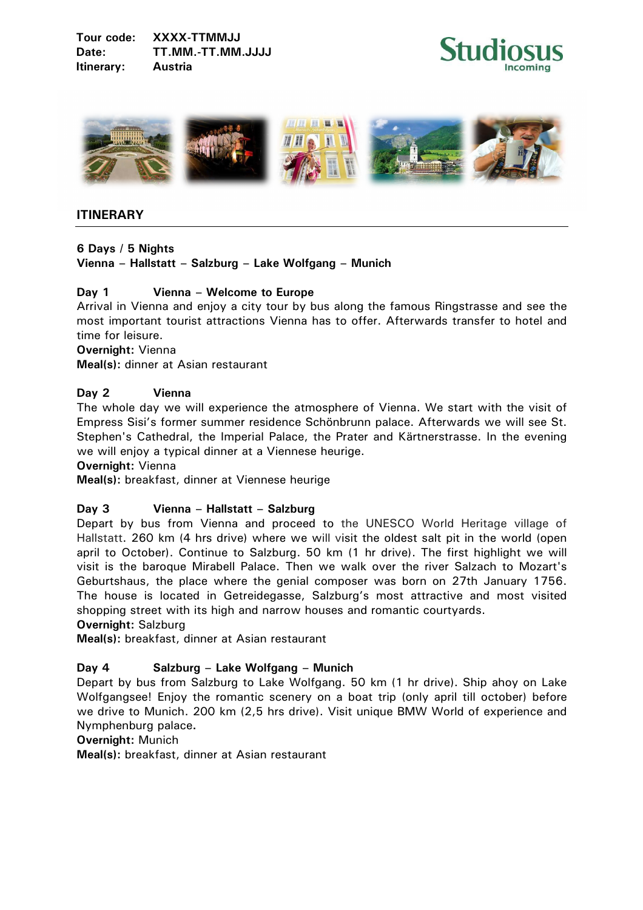**Tour code:** XXXX-TTMMJJ
**Date:** TT.MM.-TT.MM.JJJJ
**Itinerary:** Austria

Studiosus Incoming

## ITINERARY

**6 Days / 5 Nights**
**Vienna – Hallstatt – Salzburg – Lake Wolfgang – Munich**

### Day 1 Vienna – Welcome to Europe

Arrival in Vienna and enjoy a city tour by bus along the famous Ringstrasse and see the most important tourist attractions Vienna has to offer. Afterwards transfer to hotel and time for leisure.

**Overnight:** Vienna
**Meal(s):** dinner at Asian restaurant

### Day 2 Vienna

The whole day we will experience the atmosphere of Vienna. We start with the visit of Empress Sisi's former summer residence Schönbrunn palace. Afterwards we will see St. Stephen's Cathedral, the Imperial Palace, the Prater and Kärtnerstrasse. In the evening we will enjoy a typical dinner at a Viennese heurige.

**Overnight:** Vienna
**Meal(s):** breakfast, dinner at Viennese heurige

### Day 3 Vienna – Hallstatt – Salzburg

Depart by bus from Vienna and proceed to the UNESCO World Heritage village of Hallstatt. 260 km (4 hrs drive) where we will visit the oldest salt pit in the world (open april to October). Continue to Salzburg. 50 km (1 hr drive). The first highlight we will visit is the baroque Mirabell Palace. Then we walk over the river Salzach to Mozart's Geburtshaus, the place where the genial composer was born on 27th January 1756. The house is located in Getreidegasse, Salzburg's most attractive and most visited shopping street with its high and narrow houses and romantic courtyards.

**Overnight:** Salzburg
**Meal(s):** breakfast, dinner at Asian restaurant

### Day 4 Salzburg – Lake Wolfgang – Munich

Depart by bus from Salzburg to Lake Wolfgang. 50 km (1 hr drive). Ship ahoy on Lake Wolfgangsee! Enjoy the romantic scenery on a boat trip (only april till october) before we drive to Munich. 200 km (2,5 hrs drive). Visit unique BMW World of experience and Nymphenburg palace.

**Overnight:** Munich
**Meal(s):** breakfast, dinner at Asian restaurant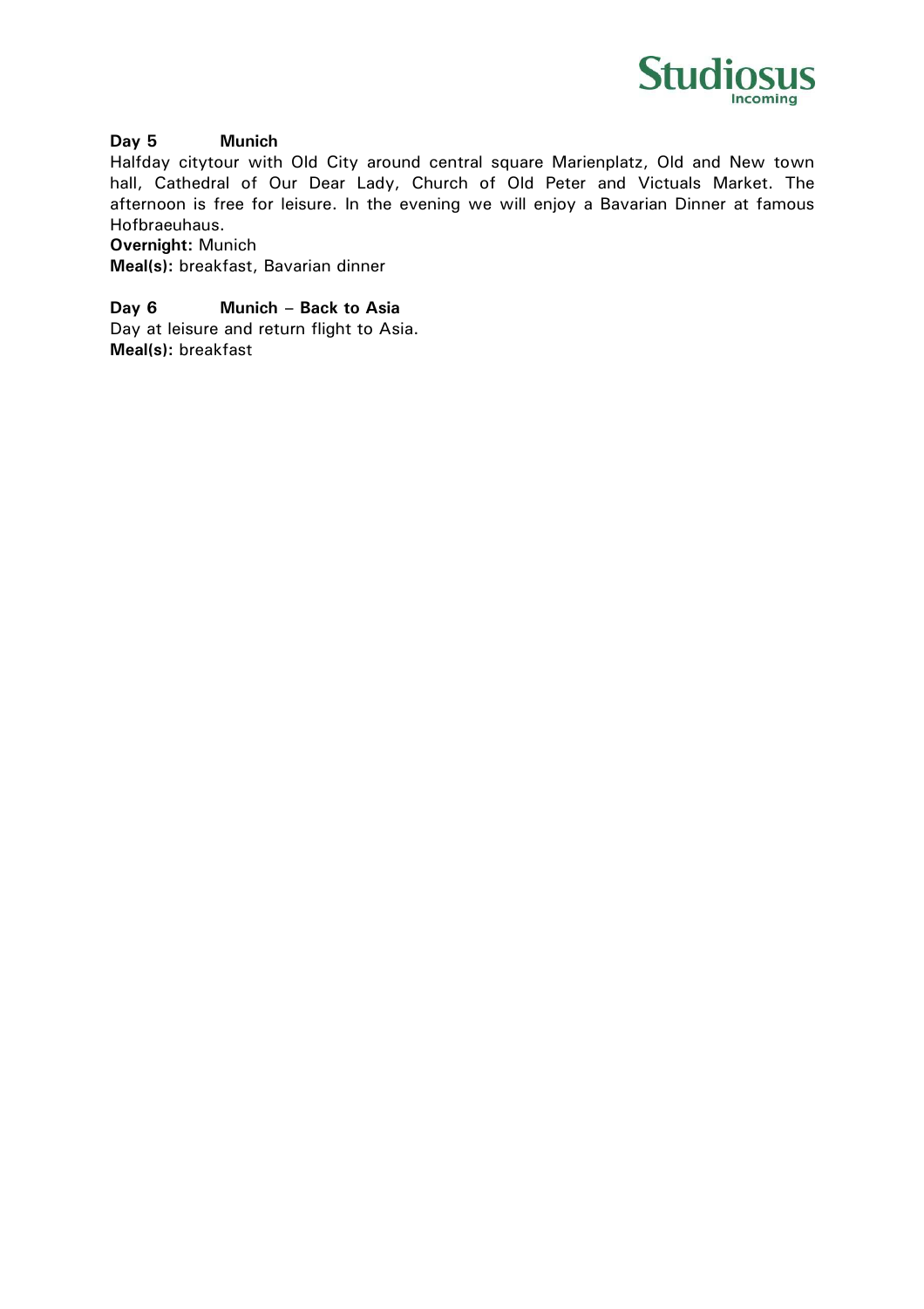**Day 5 Munich**

Halfday citytour with Old City around central square Marienplatz, Old and New town hall, Cathedral of Our Dear Lady, Church of Old Peter and Victuals Market. The afternoon is free for leisure. In the evening we will enjoy a Bavarian Dinner at famous Hofbraeuhaus.

**Overnight:** Munich

**Meal(s):** breakfast, Bavarian dinner

**Day 6 Munich – Back to Asia**

Day at leisure and return flight to Asia.

**Meal(s):** breakfast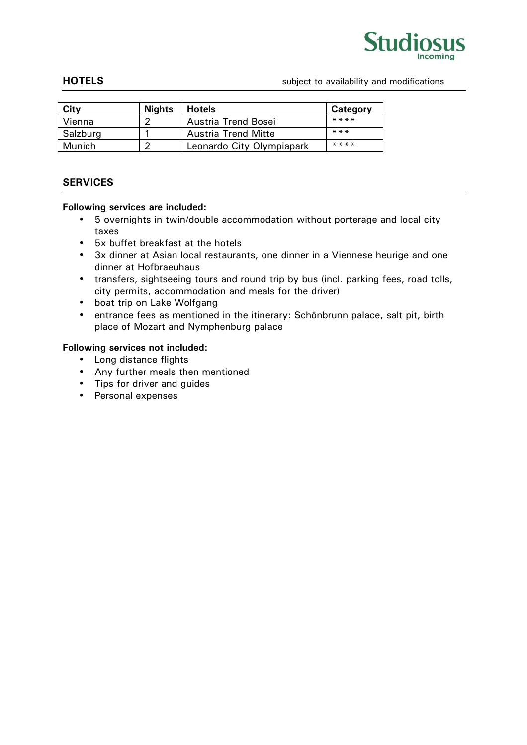## HOTELS

subject to availability and modifications

| City | Nights | Hotels | Category |
|---|---|---|---|
| Vienna | 2 | Austria Trend Bosei | **** |
| Salzburg | 1 | Austria Trend Mitte | *** |
| Munich | 2 | Leonardo City Olympiapark | **** |

## SERVICES

**Following services are included:**

- 5 overnights in twin/double accommodation without porterage and local city taxes
- 5x buffet breakfast at the hotels
- 3x dinner at Asian local restaurants, one dinner in a Viennese heurige and one dinner at Hofbraeuhaus
- transfers, sightseeing tours and round trip by bus (incl. parking fees, road tolls, city permits, accommodation and meals for the driver)
- boat trip on Lake Wolfgang
- entrance fees as mentioned in the itinerary: Schönbrunn palace, salt pit, birth place of Mozart and Nymphenburg palace

**Following services not included:**

- Long distance flights
- Any further meals then mentioned
- Tips for driver and guides
- Personal expenses